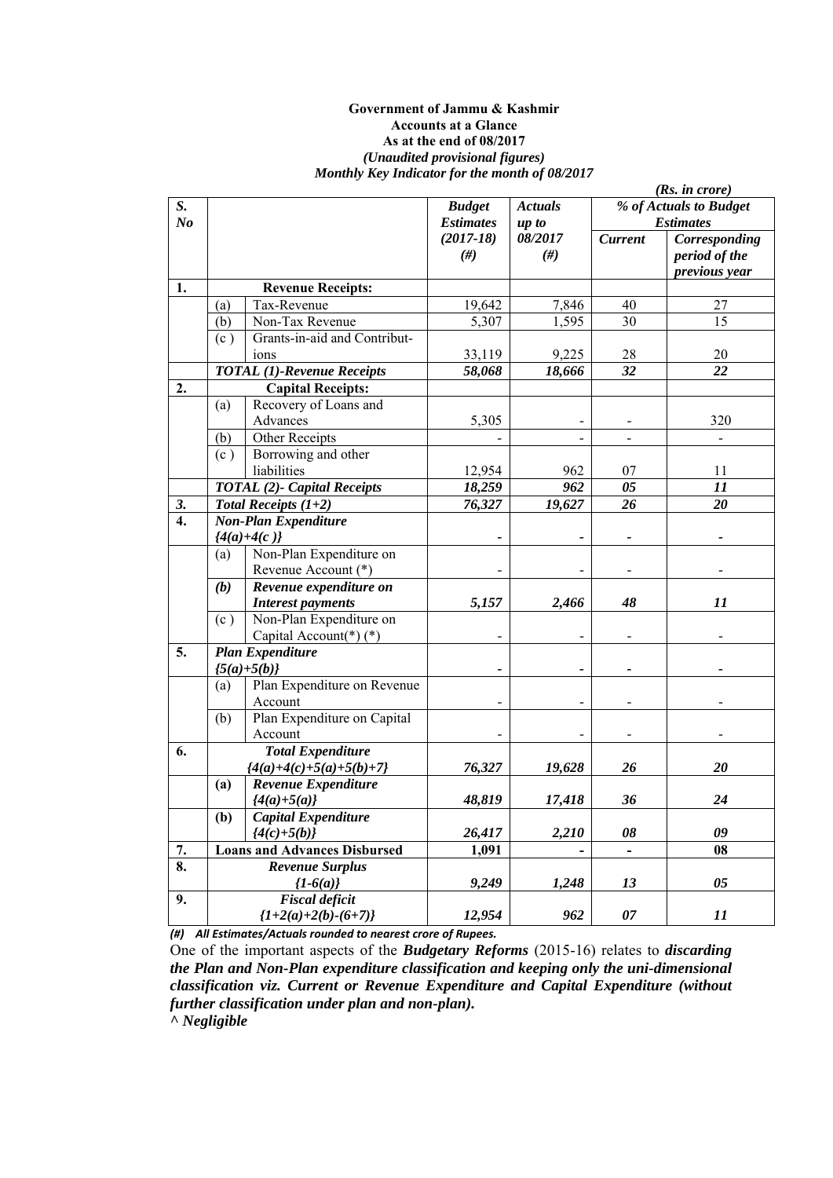**Government of Jammu & Kashmir**
**Accounts at a Glance**
**As at the end of 08/2017**
***(Unaudited provisional figures)***
***Monthly Key Indicator for the month of 08/2017***

***(Rs. in crore)***

| S. No | | | Budget Estimates (2017-18) (#) | Actuals up to 08/2017 (#) | % of Actuals to Budget Estimates | |
|---|---|---|---|---|---|---|
| | | | | | Current | Corresponding period of the previous year |
| **1.** | | **Revenue Receipts:** | | | | |
| | (a) | Tax-Revenue | 19,642 | 7,846 | 40 | 27 |
| | (b) | Non-Tax Revenue | 5,307 | 1,595 | 30 | 15 |
| | (c ) | Grants-in-aid and Contributions | 33,119 | 9,225 | 28 | 20 |
| | | ***TOTAL (1)-Revenue Receipts*** | ***58,068*** | ***18,666*** | ***32*** | ***22*** |
| **2.** | | **Capital Receipts:** | | | | |
| | (a) | Recovery of Loans and Advances | 5,305 | - | - | 320 |
| | (b) | Other Receipts | - | - | - | - |
| | (c ) | Borrowing and other liabilities | 12,954 | 962 | 07 | 11 |
| | | ***TOTAL (2)- Capital Receipts*** | ***18,259*** | ***962*** | ***05*** | ***11*** |
| ***3.*** | | ***Total Receipts (1+2)*** | ***76,327*** | ***19,627*** | ***26*** | ***20*** |
| **4.** | | ***Non-Plan Expenditure {4(a)+4(c )}*** | - | - | - | - |
| | (a) | Non-Plan Expenditure on Revenue Account (*) | - | - | - | - |
| | ***(b)*** | ***Revenue expenditure on Interest payments*** | ***5,157*** | ***2,466*** | ***48*** | ***11*** |
| | (c ) | Non-Plan Expenditure on Capital Account(*) (*) | - | - | - | - |
| **5.** | | ***Plan Expenditure {5(a)+5(b)}*** | - | - | - | - |
| | (a) | Plan Expenditure on Revenue Account | - | - | - | - |
| | (b) | Plan Expenditure on Capital Account | - | - | - | - |
| **6.** | | ***Total Expenditure {4(a)+4(c)+5(a)+5(b)+7}*** | ***76,327*** | ***19,628*** | ***26*** | ***20*** |
| | **(a)** | ***Revenue Expenditure {4(a)+5(a)}*** | ***48,819*** | ***17,418*** | ***36*** | ***24*** |
| | **(b)** | ***Capital Expenditure {4(c)+5(b)}*** | ***26,417*** | ***2,210*** | ***08*** | ***09*** |
| **7.** | | **Loans and Advances Disbursed** | **1,091** | **-** | **-** | **08** |
| **8.** | | ***Revenue Surplus {1-6(a)}*** | ***9,249*** | ***1,248*** | ***13*** | ***05*** |
| **9.** | | ***Fiscal deficit {1+2(a)+2(b)-(6+7)}*** | ***12,954*** | ***962*** | ***07*** | ***11*** |

***(#) All Estimates/Actuals rounded to nearest crore of Rupees.***

One of the important aspects of the ***Budgetary Reforms*** (2015-16) relates to ***discarding the Plan and Non-Plan expenditure classification and keeping only the uni-dimensional classification viz. Current or Revenue Expenditure and Capital Expenditure (without further classification under plan and non-plan).***

***^ Negligible***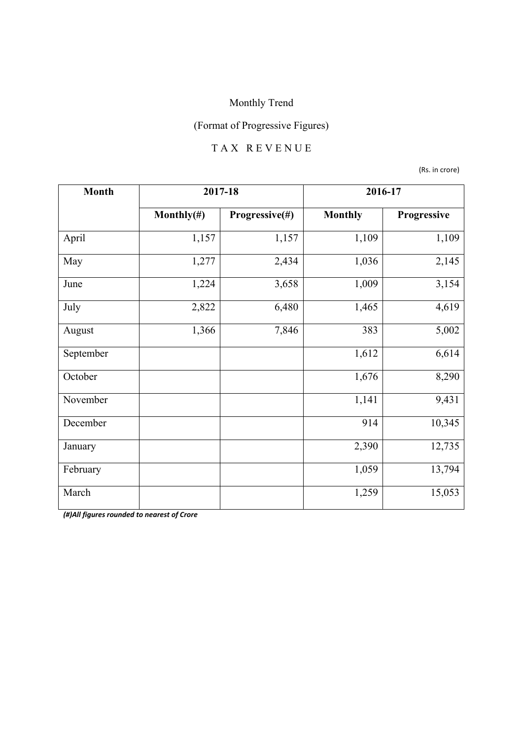Monthly Trend

(Format of Progressive Figures)

T A X R E V E N U E

(Rs. in crore)

| Month | 2017-18 | | 2016-17 | |
|---|---|---|---|---|
| | Monthly(#) | Progressive(#) | Monthly | Progressive |
| April | 1,157 | 1,157 | 1,109 | 1,109 |
| May | 1,277 | 2,434 | 1,036 | 2,145 |
| June | 1,224 | 3,658 | 1,009 | 3,154 |
| July | 2,822 | 6,480 | 1,465 | 4,619 |
| August | 1,366 | 7,846 | 383 | 5,002 |
| September | | | 1,612 | 6,614 |
| October | | | 1,676 | 8,290 |
| November | | | 1,141 | 9,431 |
| December | | | 914 | 10,345 |
| January | | | 2,390 | 12,735 |
| February | | | 1,059 | 13,794 |
| March | | | 1,259 | 15,053 |

***(#)All figures rounded to nearest of Crore***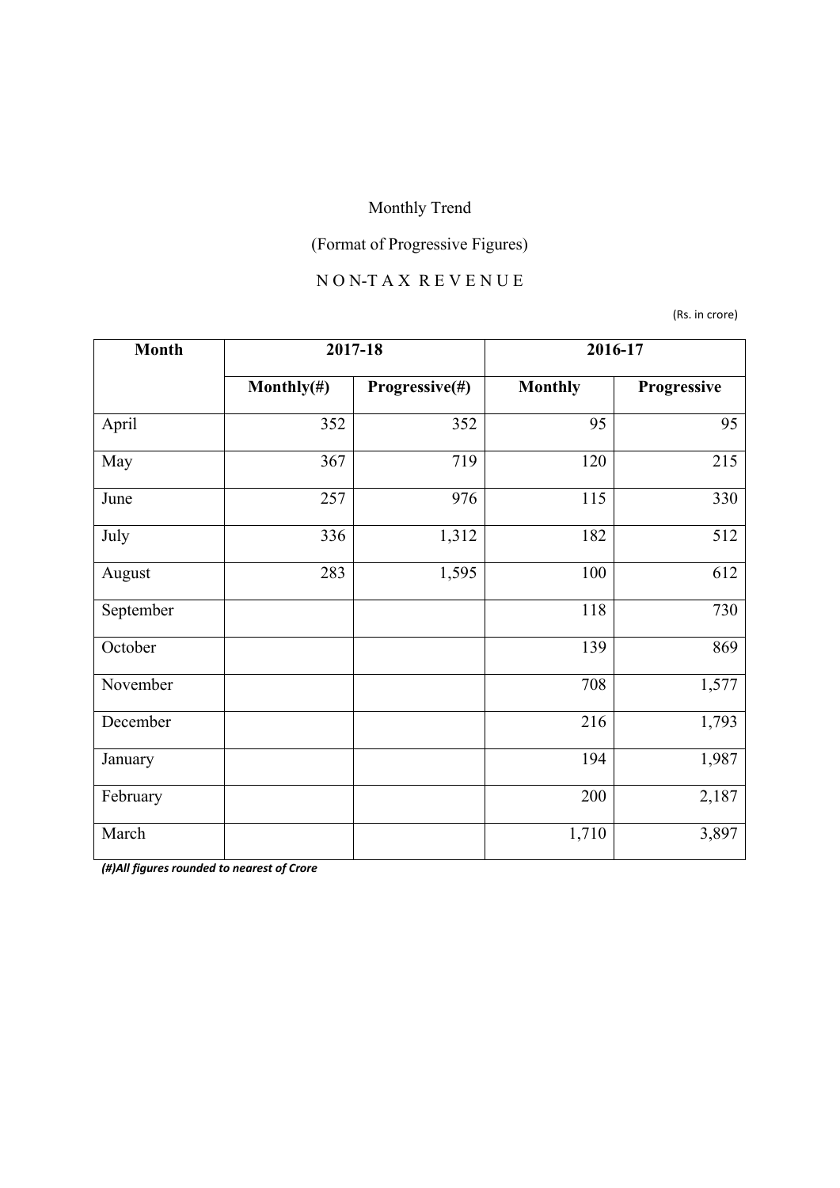Monthly Trend

(Format of Progressive Figures)

N O N-T A X R E V E N U E

(Rs. in crore)

| Month | 2017-18 | | 2016-17 | |
|---|---|---|---|---|
| | Monthly(#) | Progressive(#) | Monthly | Progressive |
| April | 352 | 352 | 95 | 95 |
| May | 367 | 719 | 120 | 215 |
| June | 257 | 976 | 115 | 330 |
| July | 336 | 1,312 | 182 | 512 |
| August | 283 | 1,595 | 100 | 612 |
| September | | | 118 | 730 |
| October | | | 139 | 869 |
| November | | | 708 | 1,577 |
| December | | | 216 | 1,793 |
| January | | | 194 | 1,987 |
| February | | | 200 | 2,187 |
| March | | | 1,710 | 3,897 |

***(#)All figures rounded to nearest of Crore***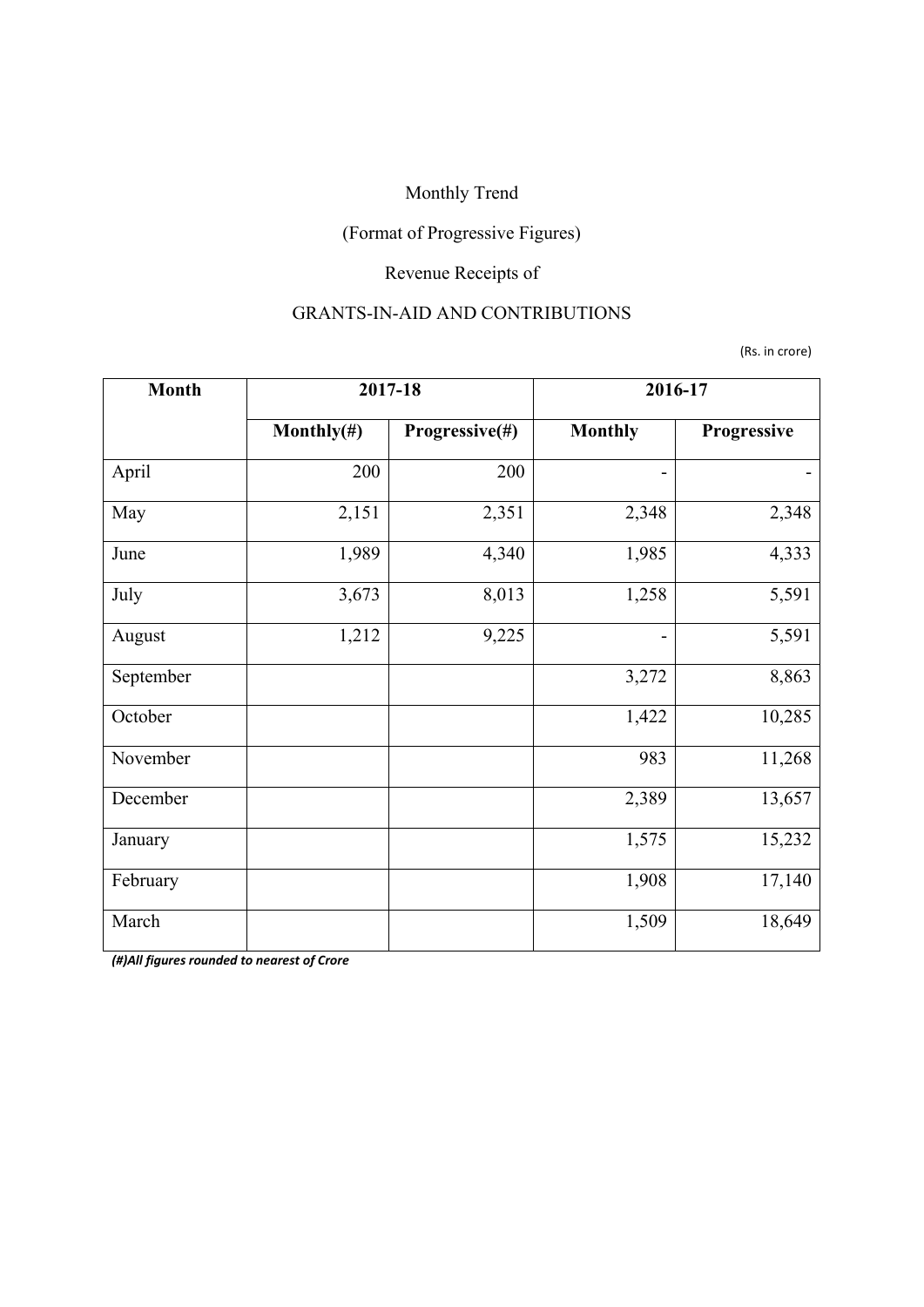Monthly Trend

(Format of Progressive Figures)

Revenue Receipts of

GRANTS-IN-AID AND CONTRIBUTIONS

(Rs. in crore)

| Month | 2017-18 | | 2016-17 | |
|---|---|---|---|---|
| | Monthly(#) | Progressive(#) | Monthly | Progressive |
| April | 200 | 200 | - | - |
| May | 2,151 | 2,351 | 2,348 | 2,348 |
| June | 1,989 | 4,340 | 1,985 | 4,333 |
| July | 3,673 | 8,013 | 1,258 | 5,591 |
| August | 1,212 | 9,225 | - | 5,591 |
| September | | | 3,272 | 8,863 |
| October | | | 1,422 | 10,285 |
| November | | | 983 | 11,268 |
| December | | | 2,389 | 13,657 |
| January | | | 1,575 | 15,232 |
| February | | | 1,908 | 17,140 |
| March | | | 1,509 | 18,649 |

*(#)All figures rounded to nearest of Crore*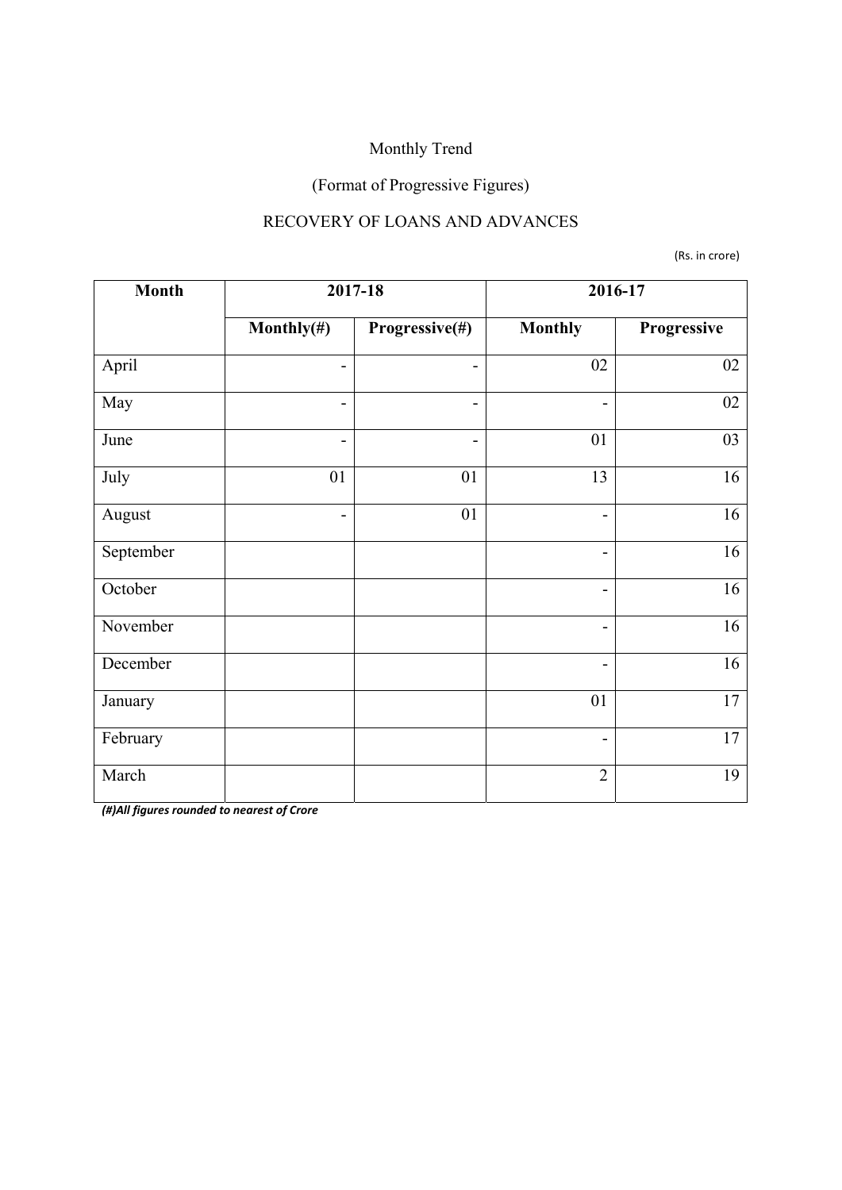Monthly Trend

(Format of Progressive Figures)

RECOVERY OF LOANS AND ADVANCES

(Rs. in crore)

| Month | 2017-18 | | 2016-17 | |
|---|---|---|---|---|
| | Monthly(#) | Progressive(#) | Monthly | Progressive |
| April | - | - | 02 | 02 |
| May | - | - | - | 02 |
| June | - | - | 01 | 03 |
| July | 01 | 01 | 13 | 16 |
| August | - | 01 | - | 16 |
| September | | | - | 16 |
| October | | | - | 16 |
| November | | | - | 16 |
| December | | | - | 16 |
| January | | | 01 | 17 |
| February | | | - | 17 |
| March | | | 2 | 19 |

***(#)All figures rounded to nearest of Crore***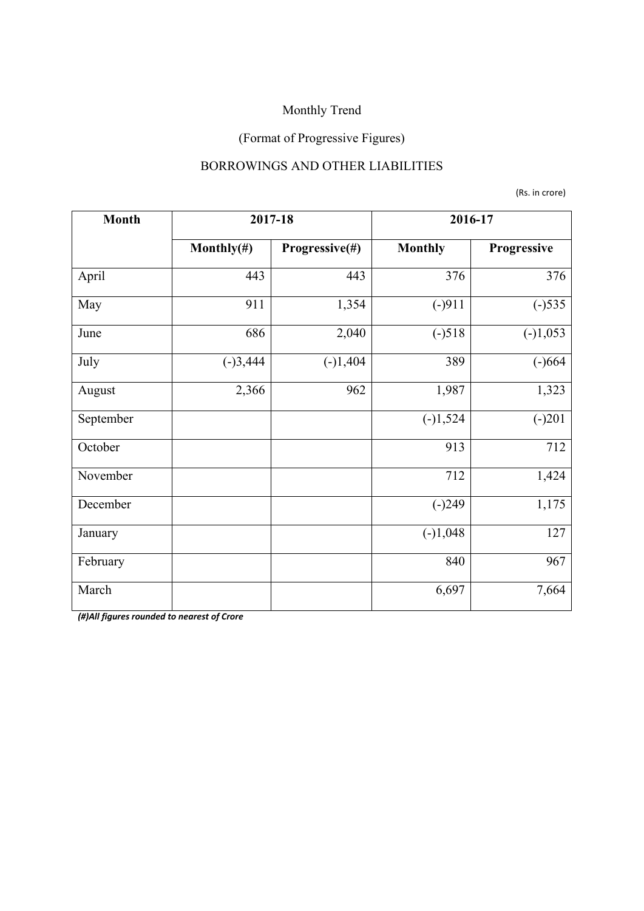Monthly Trend

(Format of Progressive Figures)

BORROWINGS AND OTHER LIABILITIES

(Rs. in crore)

| Month | 2017-18 | | 2016-17 | |
|---|---|---|---|---|
| | Monthly(#) | Progressive(#) | Monthly | Progressive |
| April | 443 | 443 | 376 | 376 |
| May | 911 | 1,354 | (-)911 | (-)535 |
| June | 686 | 2,040 | (-)518 | (-)1,053 |
| July | (-)3,444 | (-)1,404 | 389 | (-)664 |
| August | 2,366 | 962 | 1,987 | 1,323 |
| September | | | (-)1,524 | (-)201 |
| October | | | 913 | 712 |
| November | | | 712 | 1,424 |
| December | | | (-)249 | 1,175 |
| January | | | (-)1,048 | 127 |
| February | | | 840 | 967 |
| March | | | 6,697 | 7,664 |

***(#)All figures rounded to nearest of Crore***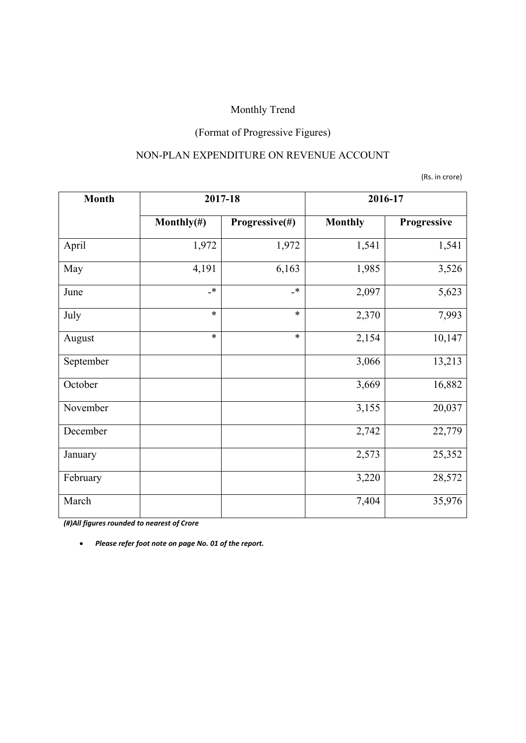Monthly Trend

(Format of Progressive Figures)

NON-PLAN EXPENDITURE ON REVENUE ACCOUNT

(Rs. in crore)

| Month | 2017-18 | | 2016-17 | |
|---|---|---|---|---|
| | Monthly(#) | Progressive(#) | Monthly | Progressive |
| April | 1,972 | 1,972 | 1,541 | 1,541 |
| May | 4,191 | 6,163 | 1,985 | 3,526 |
| June | -* | -* | 2,097 | 5,623 |
| July | * | * | 2,370 | 7,993 |
| August | * | * | 2,154 | 10,147 |
| September | | | 3,066 | 13,213 |
| October | | | 3,669 | 16,882 |
| November | | | 3,155 | 20,037 |
| December | | | 2,742 | 22,779 |
| January | | | 2,573 | 25,352 |
| February | | | 3,220 | 28,572 |
| March | | | 7,404 | 35,976 |

***(#)All figures rounded to nearest of Crore***

- ***Please refer foot note on page No. 01 of the report.***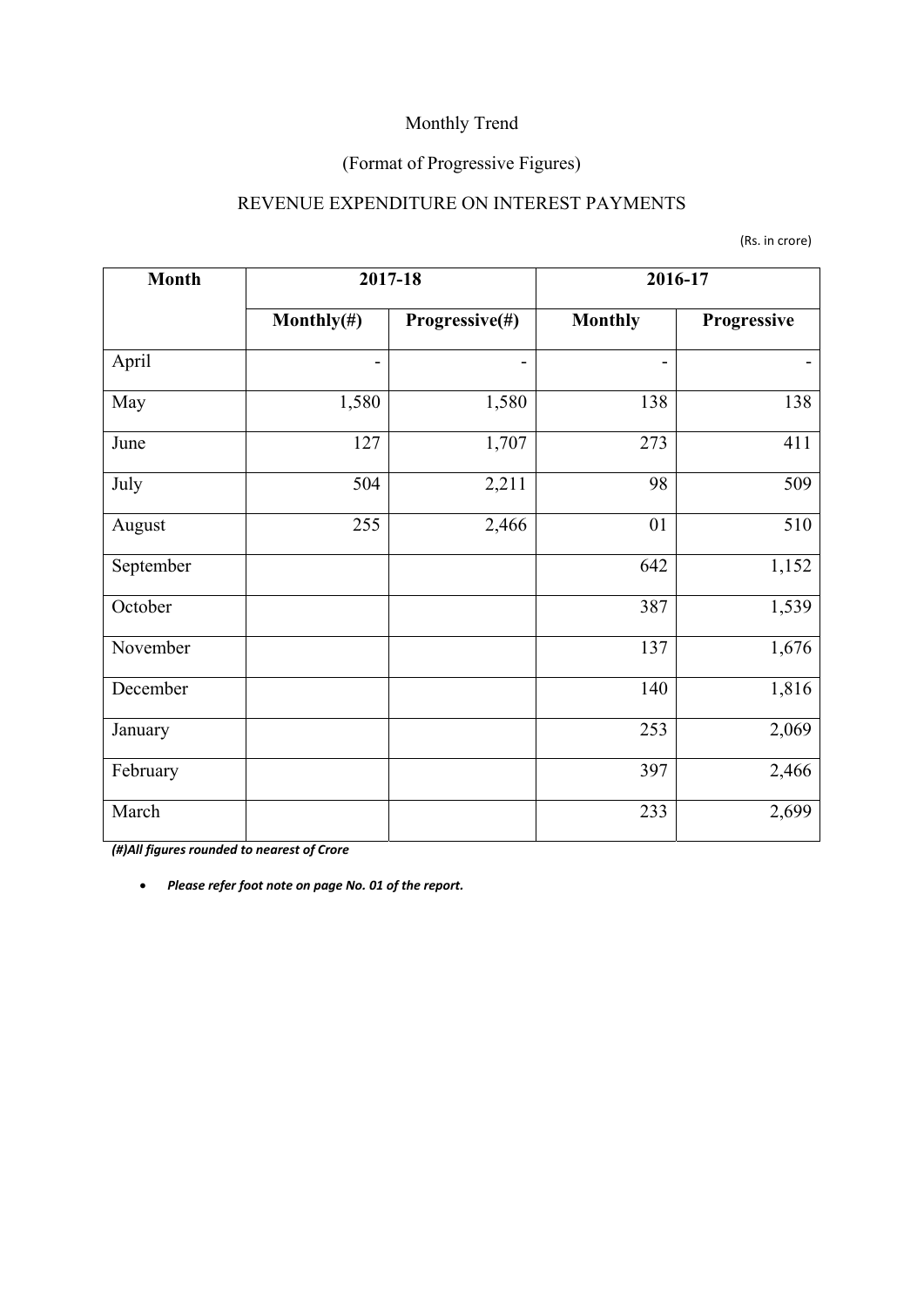Monthly Trend

(Format of Progressive Figures)

REVENUE EXPENDITURE ON INTEREST PAYMENTS

(Rs. in crore)

| Month | 2017-18 | | 2016-17 | |
|---|---|---|---|---|
| | Monthly(#) | Progressive(#) | Monthly | Progressive |
| April | - | - | - | - |
| May | 1,580 | 1,580 | 138 | 138 |
| June | 127 | 1,707 | 273 | 411 |
| July | 504 | 2,211 | 98 | 509 |
| August | 255 | 2,466 | 01 | 510 |
| September | | | 642 | 1,152 |
| October | | | 387 | 1,539 |
| November | | | 137 | 1,676 |
| December | | | 140 | 1,816 |
| January | | | 253 | 2,069 |
| February | | | 397 | 2,466 |
| March | | | 233 | 2,699 |

*(#)All figures rounded to nearest of Crore*

- ***Please refer foot note on page No. 01 of the report.***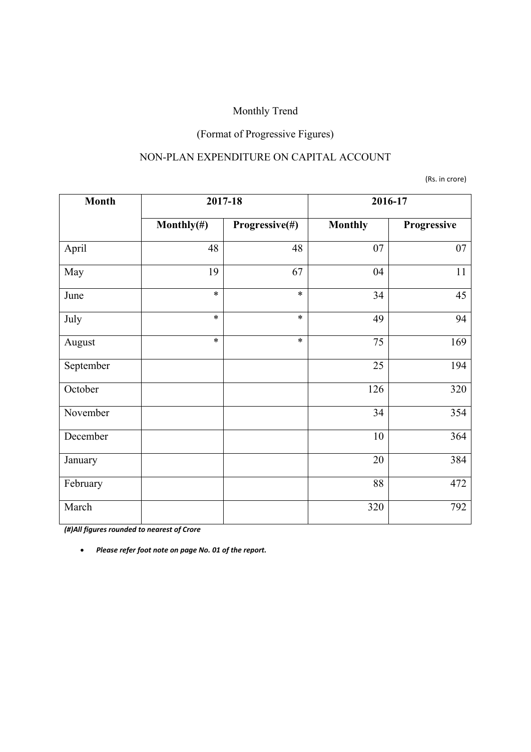Monthly Trend

(Format of Progressive Figures)

NON-PLAN EXPENDITURE ON CAPITAL ACCOUNT

(Rs. in crore)

| Month | 2017-18 | | 2016-17 | |
|---|---|---|---|---|
| | Monthly(#) | Progressive(#) | Monthly | Progressive |
| April | 48 | 48 | 07 | 07 |
| May | 19 | 67 | 04 | 11 |
| June | * | * | 34 | 45 |
| July | * | * | 49 | 94 |
| August | * | * | 75 | 169 |
| September | | | 25 | 194 |
| October | | | 126 | 320 |
| November | | | 34 | 354 |
| December | | | 10 | 364 |
| January | | | 20 | 384 |
| February | | | 88 | 472 |
| March | | | 320 | 792 |

***(#)All figures rounded to nearest of Crore***

- ***Please refer foot note on page No. 01 of the report.***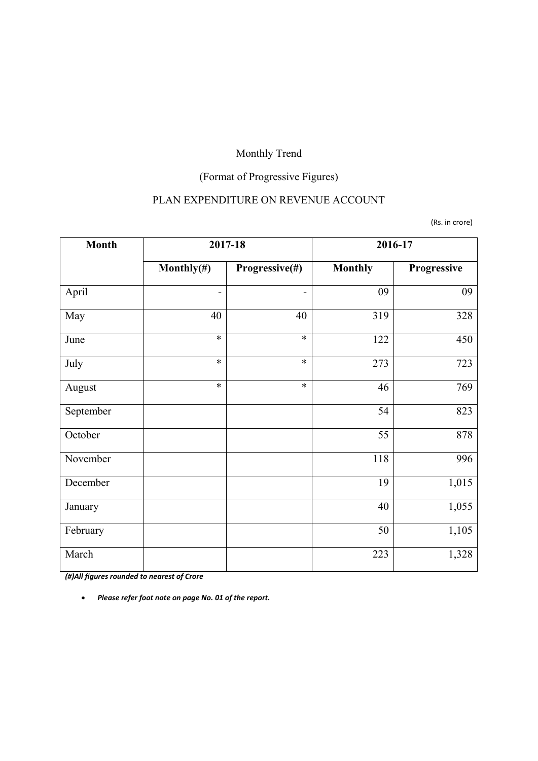Monthly Trend

(Format of Progressive Figures)

PLAN EXPENDITURE ON REVENUE ACCOUNT

(Rs. in crore)

| Month | 2017-18 | | 2016-17 | |
|---|---|---|---|---|
| | Monthly(#) | Progressive(#) | Monthly | Progressive |
| April | - | - | 09 | 09 |
| May | 40 | 40 | 319 | 328 |
| June | * | * | 122 | 450 |
| July | * | * | 273 | 723 |
| August | * | * | 46 | 769 |
| September | | | 54 | 823 |
| October | | | 55 | 878 |
| November | | | 118 | 996 |
| December | | | 19 | 1,015 |
| January | | | 40 | 1,055 |
| February | | | 50 | 1,105 |
| March | | | 223 | 1,328 |

***(#)All figures rounded to nearest of Crore***

- ***Please refer foot note on page No. 01 of the report.***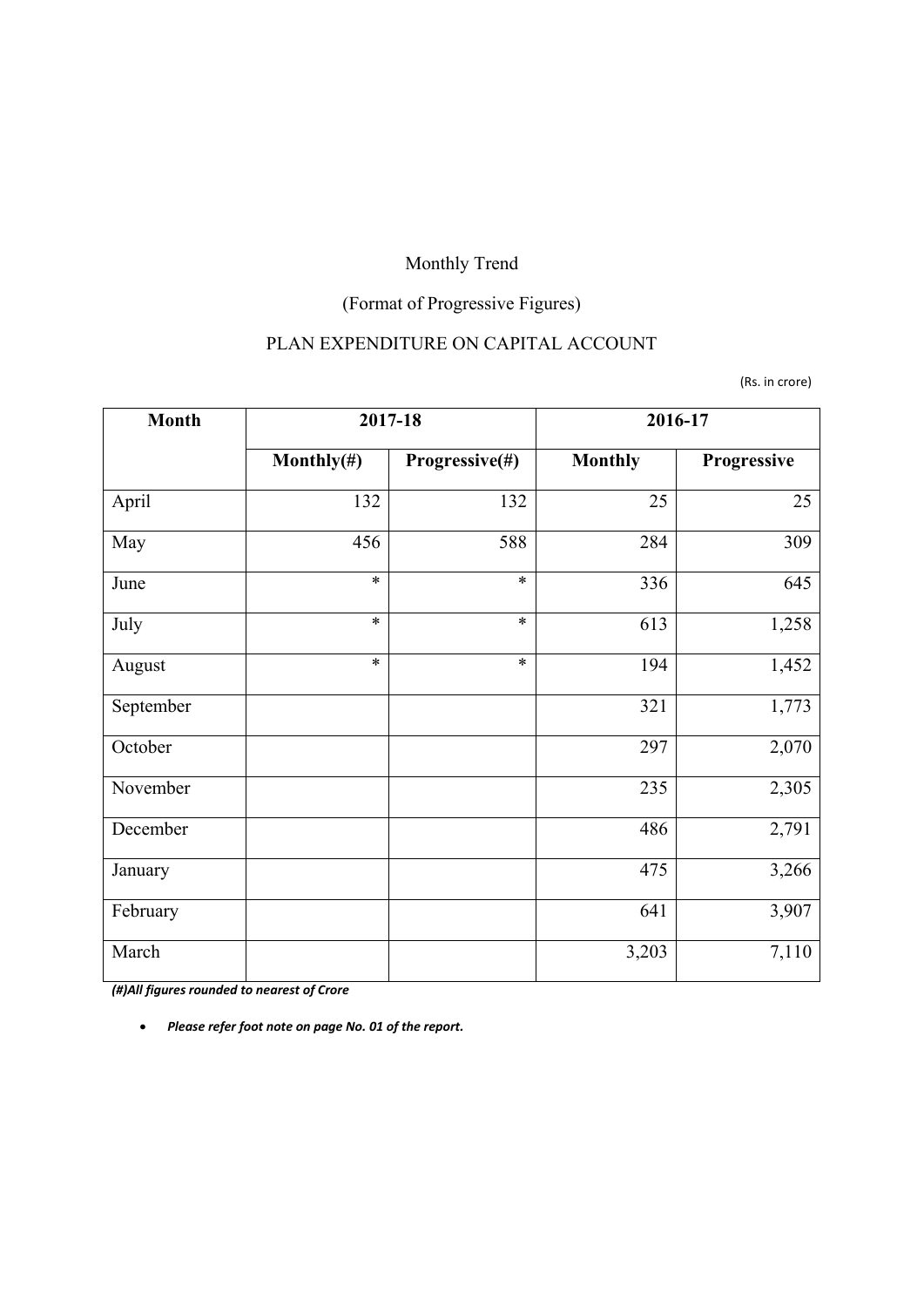Monthly Trend

(Format of Progressive Figures)

PLAN EXPENDITURE ON CAPITAL ACCOUNT

(Rs. in crore)

| Month | 2017-18 | | 2016-17 | |
|---|---|---|---|---|
| | Monthly(#) | Progressive(#) | Monthly | Progressive |
| April | 132 | 132 | 25 | 25 |
| May | 456 | 588 | 284 | 309 |
| June | * | * | 336 | 645 |
| July | * | * | 613 | 1,258 |
| August | * | * | 194 | 1,452 |
| September | | | 321 | 1,773 |
| October | | | 297 | 2,070 |
| November | | | 235 | 2,305 |
| December | | | 486 | 2,791 |
| January | | | 475 | 3,266 |
| February | | | 641 | 3,907 |
| March | | | 3,203 | 7,110 |

***(#)All figures rounded to nearest of Crore***

- ***Please refer foot note on page No. 01 of the report.***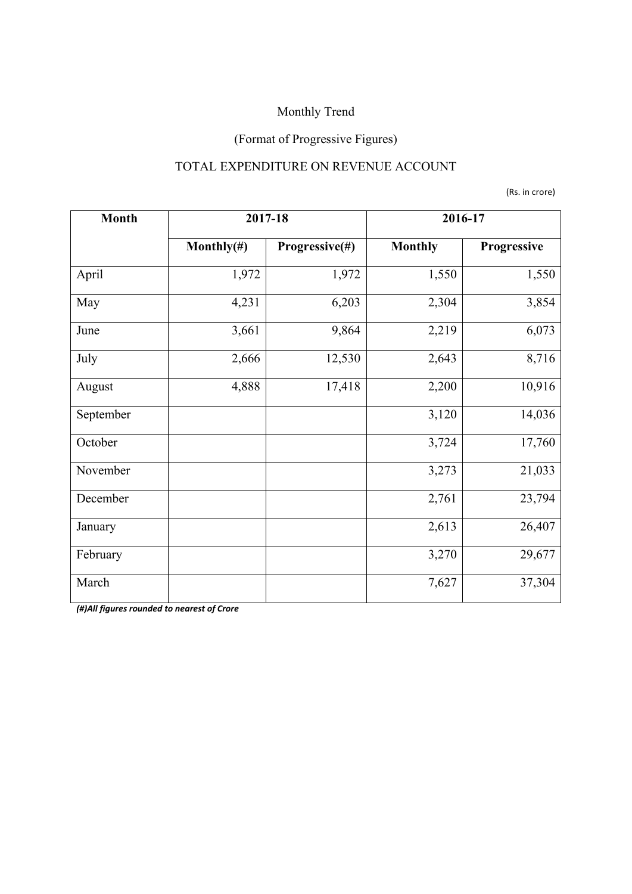Monthly Trend

(Format of Progressive Figures)

TOTAL EXPENDITURE ON REVENUE ACCOUNT

(Rs. in crore)

| Month | 2017-18 | | 2016-17 | |
|---|---|---|---|---|
| | Monthly(#) | Progressive(#) | Monthly | Progressive |
| April | 1,972 | 1,972 | 1,550 | 1,550 |
| May | 4,231 | 6,203 | 2,304 | 3,854 |
| June | 3,661 | 9,864 | 2,219 | 6,073 |
| July | 2,666 | 12,530 | 2,643 | 8,716 |
| August | 4,888 | 17,418 | 2,200 | 10,916 |
| September | | | 3,120 | 14,036 |
| October | | | 3,724 | 17,760 |
| November | | | 3,273 | 21,033 |
| December | | | 2,761 | 23,794 |
| January | | | 2,613 | 26,407 |
| February | | | 3,270 | 29,677 |
| March | | | 7,627 | 37,304 |

***(#)All figures rounded to nearest of Crore***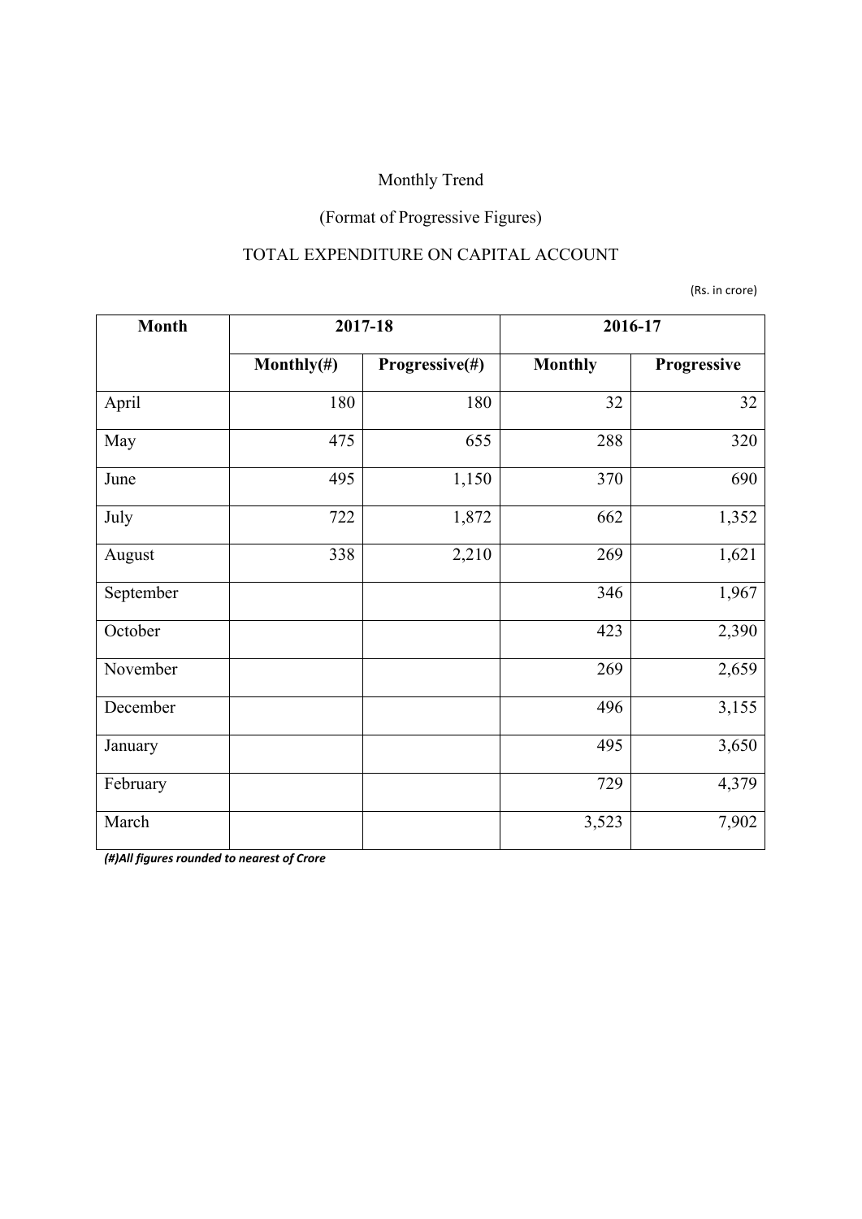Monthly Trend

(Format of Progressive Figures)

TOTAL EXPENDITURE ON CAPITAL ACCOUNT

(Rs. in crore)

| Month | 2017-18 | | 2016-17 | |
|---|---|---|---|---|
| | Monthly(#) | Progressive(#) | Monthly | Progressive |
| April | 180 | 180 | 32 | 32 |
| May | 475 | 655 | 288 | 320 |
| June | 495 | 1,150 | 370 | 690 |
| July | 722 | 1,872 | 662 | 1,352 |
| August | 338 | 2,210 | 269 | 1,621 |
| September | | | 346 | 1,967 |
| October | | | 423 | 2,390 |
| November | | | 269 | 2,659 |
| December | | | 496 | 3,155 |
| January | | | 495 | 3,650 |
| February | | | 729 | 4,379 |
| March | | | 3,523 | 7,902 |

***(#)All figures rounded to nearest of Crore***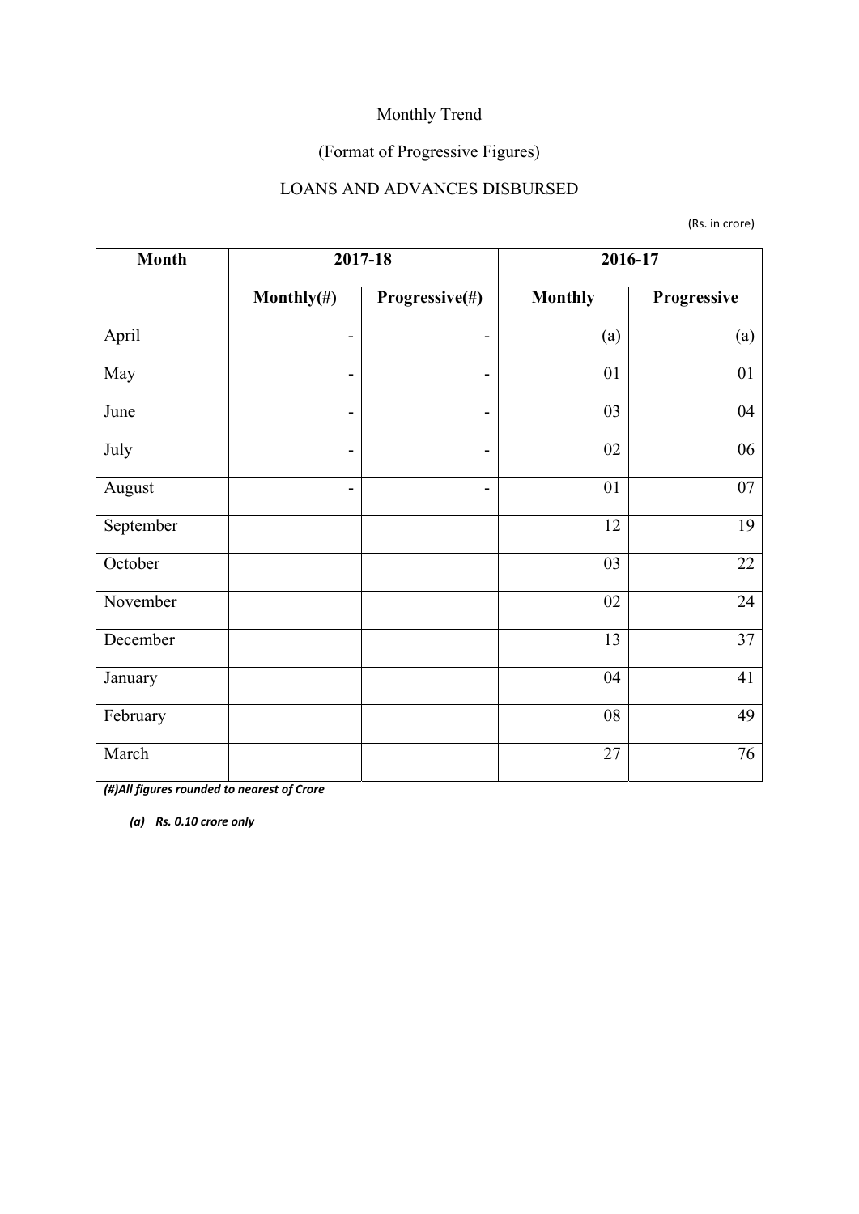Monthly Trend

(Format of Progressive Figures)

LOANS AND ADVANCES DISBURSED

(Rs. in crore)

| Month | 2017-18 | | 2016-17 | |
|---|---|---|---|---|
| | Monthly(#) | Progressive(#) | Monthly | Progressive |
| April | - | - | (a) | (a) |
| May | - | - | 01 | 01 |
| June | - | - | 03 | 04 |
| July | - | - | 02 | 06 |
| August | - | - | 01 | 07 |
| September | | | 12 | 19 |
| October | | | 03 | 22 |
| November | | | 02 | 24 |
| December | | | 13 | 37 |
| January | | | 04 | 41 |
| February | | | 08 | 49 |
| March | | | 27 | 76 |

***(#)All figures rounded to nearest of Crore***

***(a) Rs. 0.10 crore only***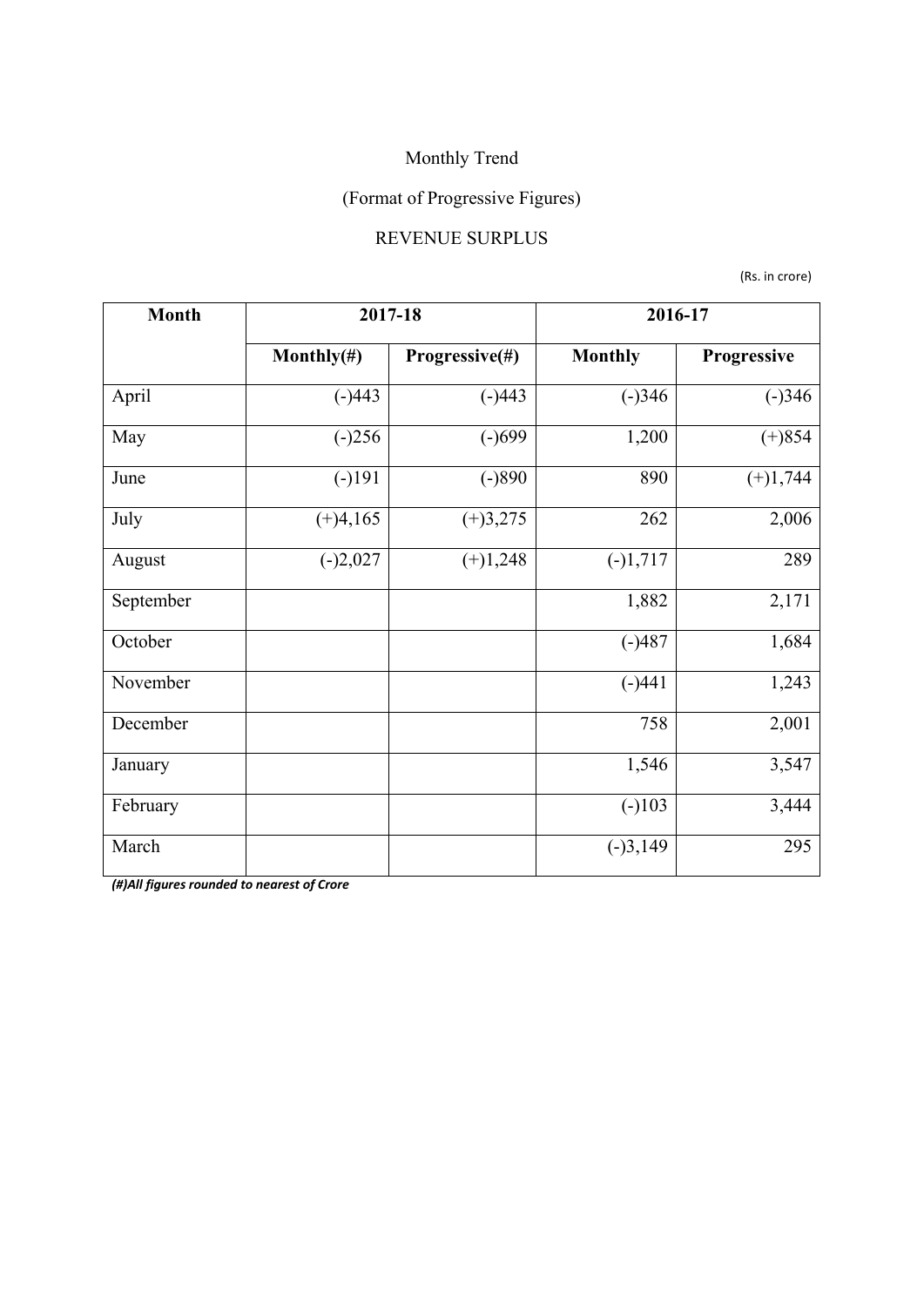Monthly Trend

(Format of Progressive Figures)

REVENUE SURPLUS

(Rs. in crore)

| Month | 2017-18 | | 2016-17 | |
|---|---|---|---|---|
| | Monthly(#) | Progressive(#) | Monthly | Progressive |
| April | (-)443 | (-)443 | (-)346 | (-)346 |
| May | (-)256 | (-)699 | 1,200 | (+)854 |
| June | (-)191 | (-)890 | 890 | (+)1,744 |
| July | (+)4,165 | (+)3,275 | 262 | 2,006 |
| August | (-)2,027 | (+)1,248 | (-)1,717 | 289 |
| September | | | 1,882 | 2,171 |
| October | | | (-)487 | 1,684 |
| November | | | (-)441 | 1,243 |
| December | | | 758 | 2,001 |
| January | | | 1,546 | 3,547 |
| February | | | (-)103 | 3,444 |
| March | | | (-)3,149 | 295 |

***(#)All figures rounded to nearest of Crore***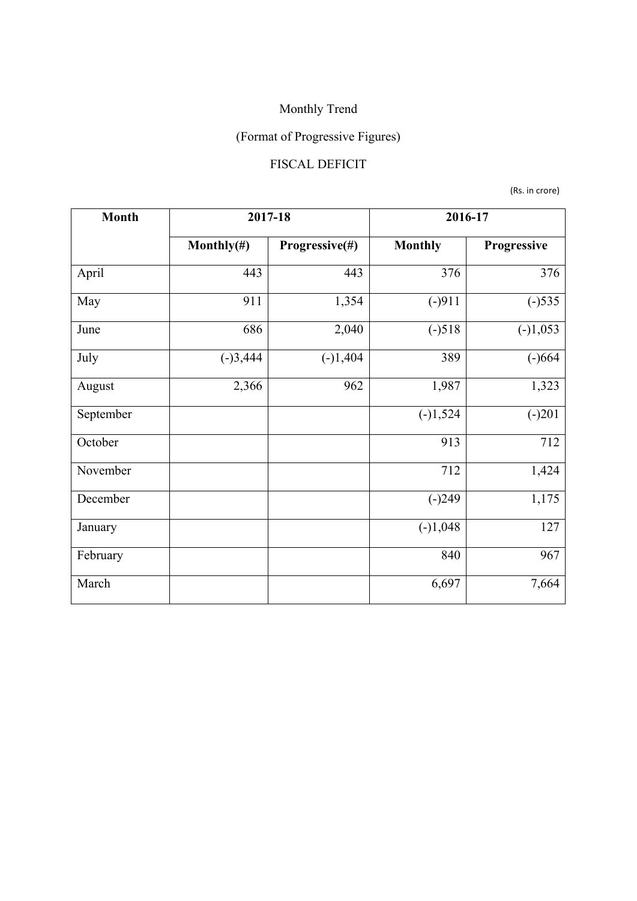Monthly Trend

(Format of Progressive Figures)

FISCAL DEFICIT

(Rs. in crore)

| Month | 2017-18 | | 2016-17 | |
|---|---|---|---|---|
| | **Monthly(#)** | **Progressive(#)** | **Monthly** | **Progressive** |
| April | 443 | 443 | 376 | 376 |
| May | 911 | 1,354 | (-)911 | (-)535 |
| June | 686 | 2,040 | (-)518 | (-)1,053 |
| July | (-)3,444 | (-)1,404 | 389 | (-)664 |
| August | 2,366 | 962 | 1,987 | 1,323 |
| September | | | (-)1,524 | (-)201 |
| October | | | 913 | 712 |
| November | | | 712 | 1,424 |
| December | | | (-)249 | 1,175 |
| January | | | (-)1,048 | 127 |
| February | | | 840 | 967 |
| March | | | 6,697 | 7,664 |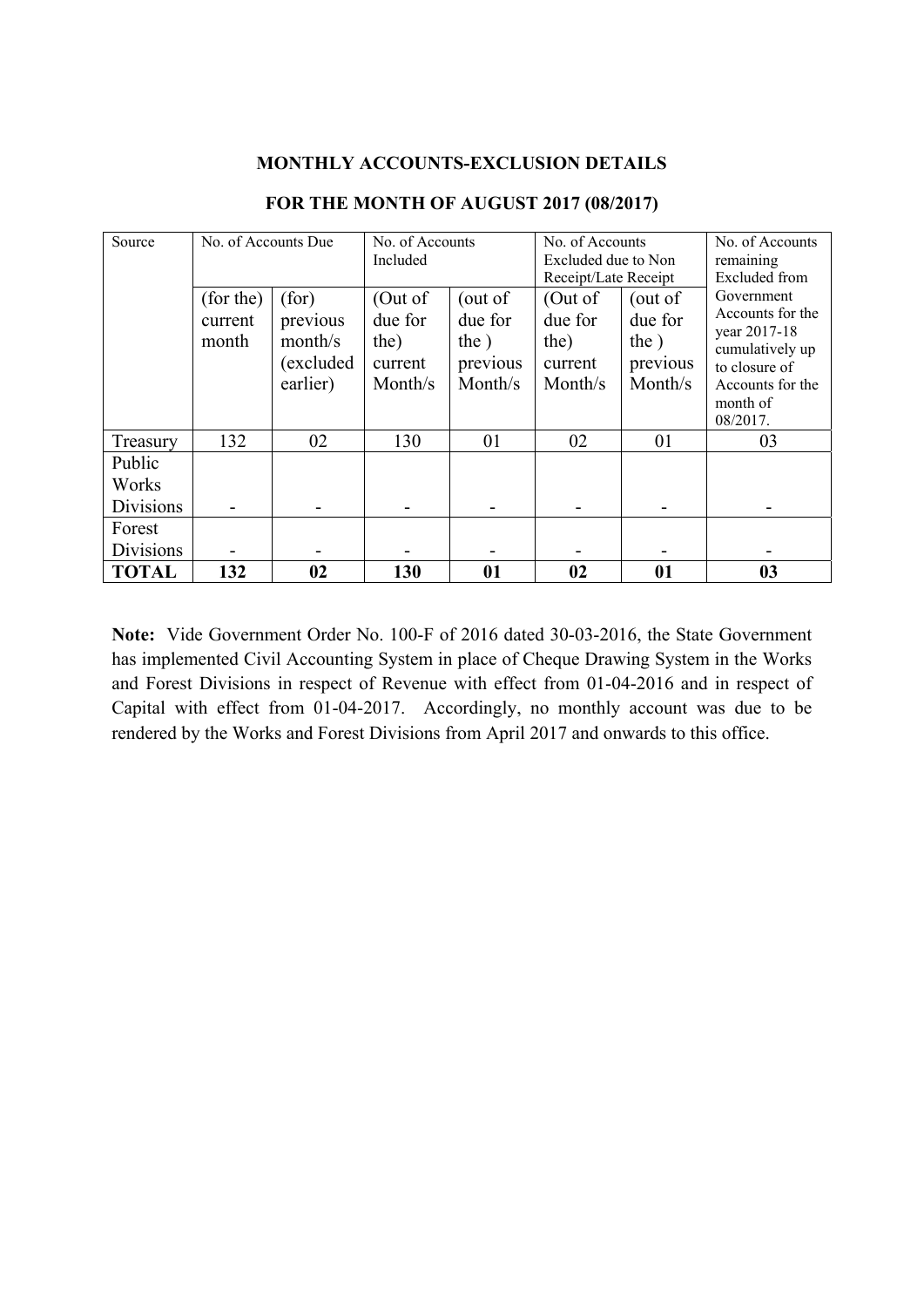**MONTHLY ACCOUNTS-EXCLUSION DETAILS**

**FOR THE MONTH OF AUGUST 2017 (08/2017)**

| Source | No. of Accounts Due | | No. of Accounts Included | | No. of Accounts Excluded due to Non Receipt/Late Receipt | | No. of Accounts remaining Excluded from Government Accounts for the year 2017-18 cumulatively up to closure of Accounts for the month of 08/2017. |
|---|---|---|---|---|---|---|---|
| | (for the) current month | (for) previous month/s (excluded earlier) | (Out of due for the) current Month/s | (out of due for the ) previous Month/s | (Out of due for the) current Month/s | (out of due for the ) previous Month/s | |
| Treasury | 132 | 02 | 130 | 01 | 02 | 01 | 03 |
| Public Works Divisions | - | - | - | - | - | - | - |
| Forest Divisions | - | - | - | - | - | - | - |
| **TOTAL** | **132** | **02** | **130** | **01** | **02** | **01** | **03** |

**Note:** Vide Government Order No. 100-F of 2016 dated 30-03-2016, the State Government has implemented Civil Accounting System in place of Cheque Drawing System in the Works and Forest Divisions in respect of Revenue with effect from 01-04-2016 and in respect of Capital with effect from 01-04-2017. Accordingly, no monthly account was due to be rendered by the Works and Forest Divisions from April 2017 and onwards to this office.